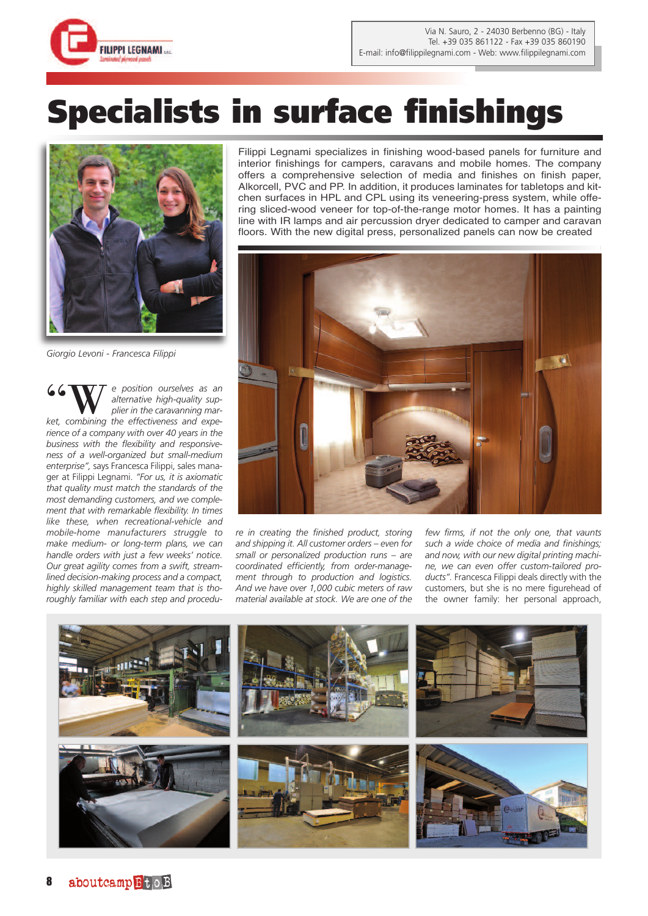FILIPPI LEGNAMI s.r.l.

Via N. Sauro, 2 - 24030 Berbenno (BG) - Italy
Tel. +39 035 861122 - Fax +39 035 860190
E-mail: info@filippilegnami.com - Web: www.filippilegnami.com

# Specialists in surface finishings

Giorgio Levoni - Francesca Filippi

Filippi Legnami specializes in finishing wood-based panels for furniture and interior finishings for campers, caravans and mobile homes. The company offers a comprehensive selection of media and finishes on finish paper, Alkorcell, PVC and PP. In addition, it produces laminates for tabletops and kitchen surfaces in HPL and CPL using its veneering-press system, while offering sliced-wood veneer for top-of-the-range motor homes. It has a painting line with IR lamps and air percussion dryer dedicated to camper and caravan floors. With the new digital press, personalized panels can now be created

*"We position ourselves as an alternative high-quality supplier in the caravanning market, combining the effectiveness and experience of a company with over 40 years in the business with the flexibility and responsiveness of a well-organized but small-medium enterprise"*, says Francesca Filippi, sales manager at Filippi Legnami. *"For us, it is axiomatic that quality must match the standards of the most demanding customers, and we complement that with remarkable flexibility. In times like these, when recreational-vehicle and mobile-home manufacturers struggle to make medium- or long-term plans, we can handle orders with just a few weeks' notice. Our great agility comes from a swift, streamlined decision-making process and a compact, highly skilled management team that is thoroughly familiar with each step and procedure in creating the finished product, storing and shipping it. All customer orders – even for small or personalized production runs – are coordinated efficiently, from order-management through to production and logistics. And we have over 1,000 cubic meters of raw material available at stock. We are one of the few firms, if not the only one, that vaunts such a wide choice of media and finishings; and now, with our new digital printing machine, we can even offer custom-tailored products"*. Francesca Filippi deals directly with the customers, but she is no mere figurehead of the owner family: her personal approach,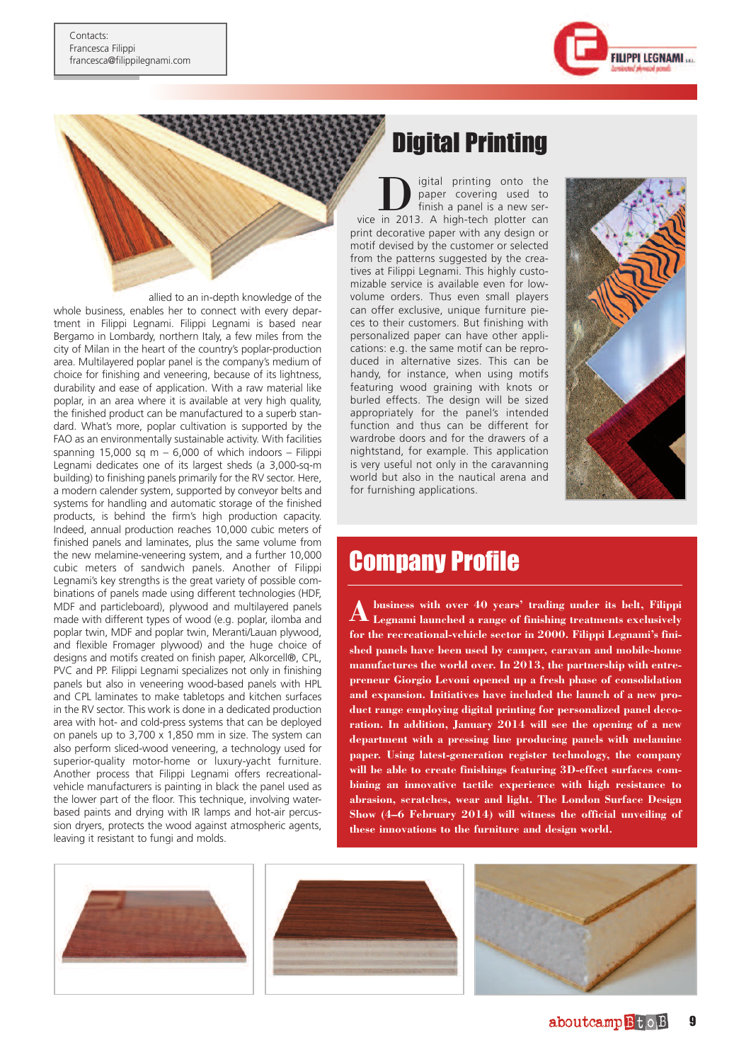Contacts:
Francesca Filippi
francesca@filippilegnami.com

allied to an in-depth knowledge of the whole business, enables her to connect with every department in Filippi Legnami. Filippi Legnami is based near Bergamo in Lombardy, northern Italy, a few miles from the city of Milan in the heart of the country's poplar-production area. Multilayered poplar panel is the company's medium of choice for finishing and veneering, because of its lightness, durability and ease of application. With a raw material like poplar, in an area where it is available at very high quality, the finished product can be manufactured to a superb standard. What's more, poplar cultivation is supported by the FAO as an environmentally sustainable activity. With facilities spanning 15,000 sq m – 6,000 of which indoors – Filippi Legnami dedicates one of its largest sheds (a 3,000-sq-m building) to finishing panels primarily for the RV sector. Here, a modern calender system, supported by conveyor belts and systems for handling and automatic storage of the finished products, is behind the firm's high production capacity. Indeed, annual production reaches 10,000 cubic meters of finished panels and laminates, plus the same volume from the new melamine-veneering system, and a further 10,000 cubic meters of sandwich panels. Another of Filippi Legnami's key strengths is the great variety of possible combinations of panels made using different technologies (HDF, MDF and particleboard), plywood and multilayered panels made with different types of wood (e.g. poplar, ilomba and poplar twin, MDF and poplar twin, Meranti/Lauan plywood, and flexible Fromager plywood) and the huge choice of designs and motifs created on finish paper, Alkorcell®, CPL, PVC and PP. Filippi Legnami specializes not only in finishing panels but also in veneering wood-based panels with HPL and CPL laminates to make tabletops and kitchen surfaces in the RV sector. This work is done in a dedicated production area with hot- and cold-press systems that can be deployed on panels up to 3,700 x 1,850 mm in size. The system can also perform sliced-wood veneering, a technology used for superior-quality motor-home or luxury-yacht furniture. Another process that Filippi Legnami offers recreational-vehicle manufacturers is painting in black the panel used as the lower part of the floor. This technique, involving water-based paints and drying with IR lamps and hot-air percussion dryers, protects the wood against atmospheric agents, leaving it resistant to fungi and molds.

## Digital Printing

Digital printing onto the paper covering used to finish a panel is a new service in 2013. A high-tech plotter can print decorative paper with any design or motif devised by the customer or selected from the patterns suggested by the creatives at Filippi Legnami. This highly customizable service is available even for low-volume orders. Thus even small players can offer exclusive, unique furniture pieces to their customers. But finishing with personalized paper can have other applications: e.g. the same motif can be reproduced in alternative sizes. This can be handy, for instance, when using motifs featuring wood graining with knots or burled effects. The design will be sized appropriately for the panel's intended function and thus can be different for wardrobe doors and for the drawers of a nightstand, for example. This application is very useful not only in the caravanning world but also in the nautical arena and for furnishing applications.

## Company Profile

**A business with over 40 years' trading under its belt, Filippi Legnami launched a range of finishing treatments exclusively for the recreational-vehicle sector in 2000. Filippi Legnami's finished panels have been used by camper, caravan and mobile-home manufactures the world over. In 2013, the partnership with entrepreneur Giorgio Levoni opened up a fresh phase of consolidation and expansion. Initiatives have included the launch of a new product range employing digital printing for personalized panel decoration. In addition, January 2014 will see the opening of a new department with a pressing line producing panels with melamine paper. Using latest-generation register technology, the company will be able to create finishings featuring 3D-effect surfaces combining an innovative tactile experience with high resistance to abrasion, scratches, wear and light. The London Surface Design Show (4–6 February 2014) will witness the official unveiling of these innovations to the furniture and design world.**